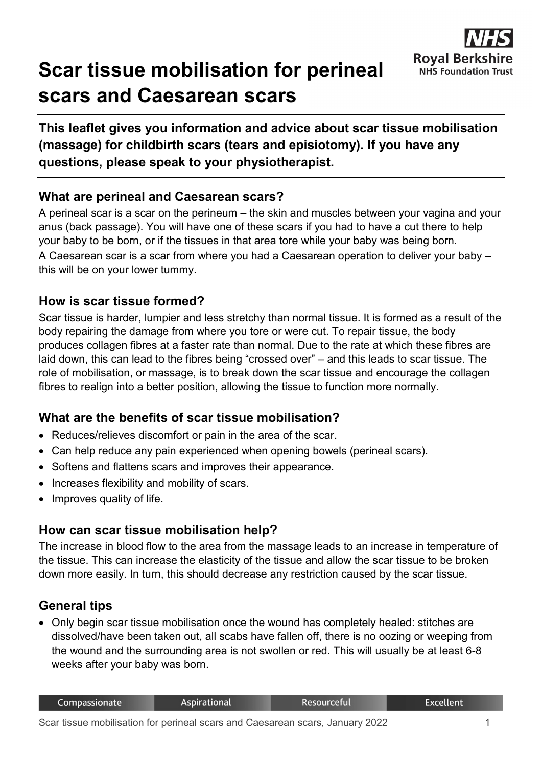# Scar tissue mobilisation for perineal scars and Caesarean scars

**This leaflet gives you information and advice about scar tissue mobilisation (massage) for childbirth scars (tears and episiotomy). If you have any questions, please speak to your physiotherapist.**

## What are perineal and Caesarean scars?

A perineal scar is a scar on the perineum – the skin and muscles between your vagina and your anus (back passage). You will have one of these scars if you had to have a cut there to help your baby to be born, or if the tissues in that area tore while your baby was being born.

A Caesarean scar is a scar from where you had a Caesarean operation to deliver your baby – this will be on your lower tummy.

## How is scar tissue formed?

Scar tissue is harder, lumpier and less stretchy than normal tissue. It is formed as a result of the body repairing the damage from where you tore or were cut. To repair tissue, the body produces collagen fibres at a faster rate than normal. Due to the rate at which these fibres are laid down, this can lead to the fibres being "crossed over" – and this leads to scar tissue. The role of mobilisation, or massage, is to break down the scar tissue and encourage the collagen fibres to realign into a better position, allowing the tissue to function more normally.

## What are the benefits of scar tissue mobilisation?

- Reduces/relieves discomfort or pain in the area of the scar.
- Can help reduce any pain experienced when opening bowels (perineal scars).
- Softens and flattens scars and improves their appearance.
- Increases flexibility and mobility of scars.
- Improves quality of life.

## How can scar tissue mobilisation help?

The increase in blood flow to the area from the massage leads to an increase in temperature of the tissue. This can increase the elasticity of the tissue and allow the scar tissue to be broken down more easily. In turn, this should decrease any restriction caused by the scar tissue.

## General tips

- Only begin scar tissue mobilisation once the wound has completely healed: stitches are dissolved/have been taken out, all scabs have fallen off, there is no oozing or weeping from the wound and the surrounding area is not swollen or red. This will usually be at least 6-8 weeks after your baby was born.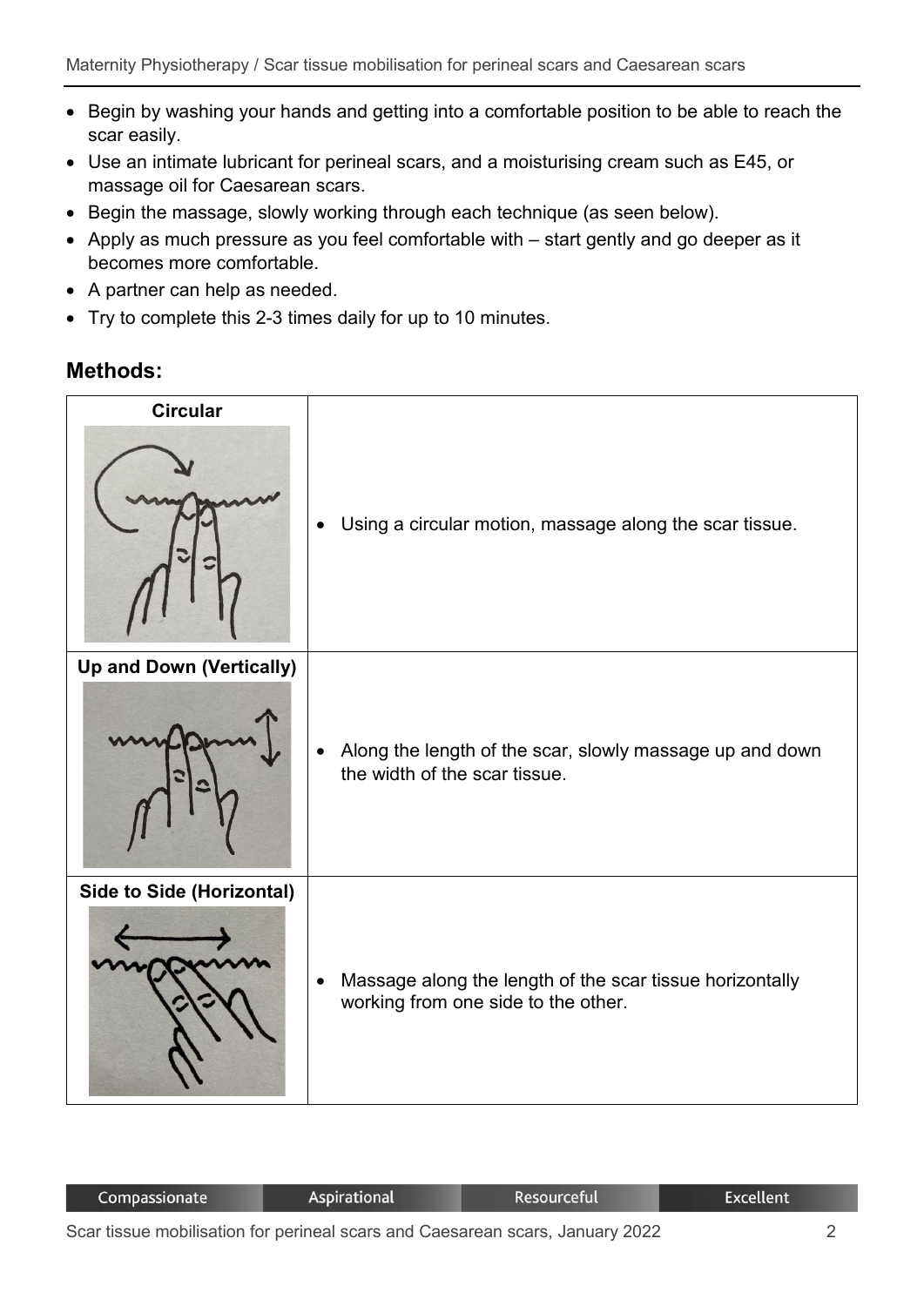- Begin by washing your hands and getting into a comfortable position to be able to reach the scar easily.
- Use an intimate lubricant for perineal scars, and a moisturising cream such as E45, or massage oil for Caesarean scars.
- Begin the massage, slowly working through each technique (as seen below).
- Apply as much pressure as you feel comfortable with – start gently and go deeper as it becomes more comfortable.
- A partner can help as needed.
- Try to complete this 2-3 times daily for up to 10 minutes.

## Methods:

| | |
|---|---|
| **Circular** | • Using a circular motion, massage along the scar tissue. |
| **Up and Down (Vertically)** | • Along the length of the scar, slowly massage up and down the width of the scar tissue. |
| **Side to Side (Horizontal)** | • Massage along the length of the scar tissue horizontally working from one side to the other. |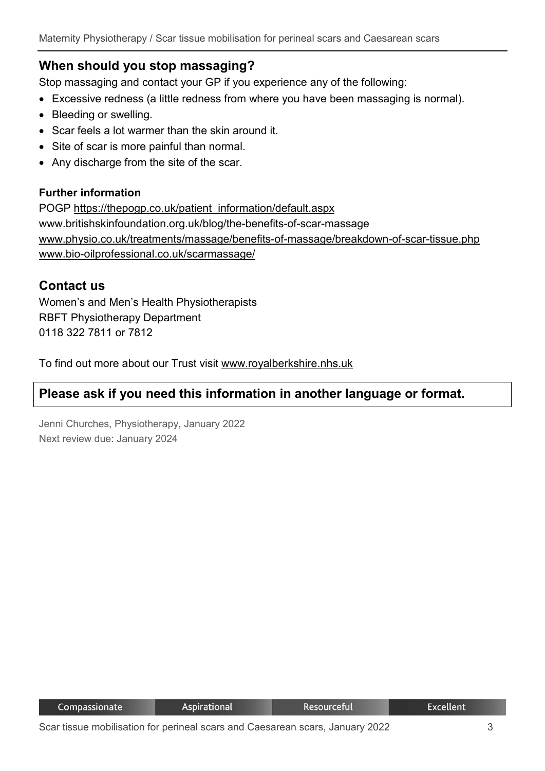## When should you stop massaging?

Stop massaging and contact your GP if you experience any of the following:

- Excessive redness (a little redness from where you have been massaging is normal).
- Bleeding or swelling.
- Scar feels a lot warmer than the skin around it.
- Site of scar is more painful than normal.
- Any discharge from the site of the scar.

### Further information

POGP https://thepogp.co.uk/patient_information/default.aspx
www.britishskinfoundation.org.uk/blog/the-benefits-of-scar-massage
www.physio.co.uk/treatments/massage/benefits-of-massage/breakdown-of-scar-tissue.php
www.bio-oilprofessional.co.uk/scarmassage/

## Contact us

Women's and Men's Health Physiotherapists
RBFT Physiotherapy Department
0118 322 7811 or 7812

To find out more about our Trust visit www.royalberkshire.nhs.uk

**Please ask if you need this information in another language or format.**

Jenni Churches, Physiotherapy, January 2022
Next review due: January 2024

Compassionate | Aspirational | Resourceful | Excellent